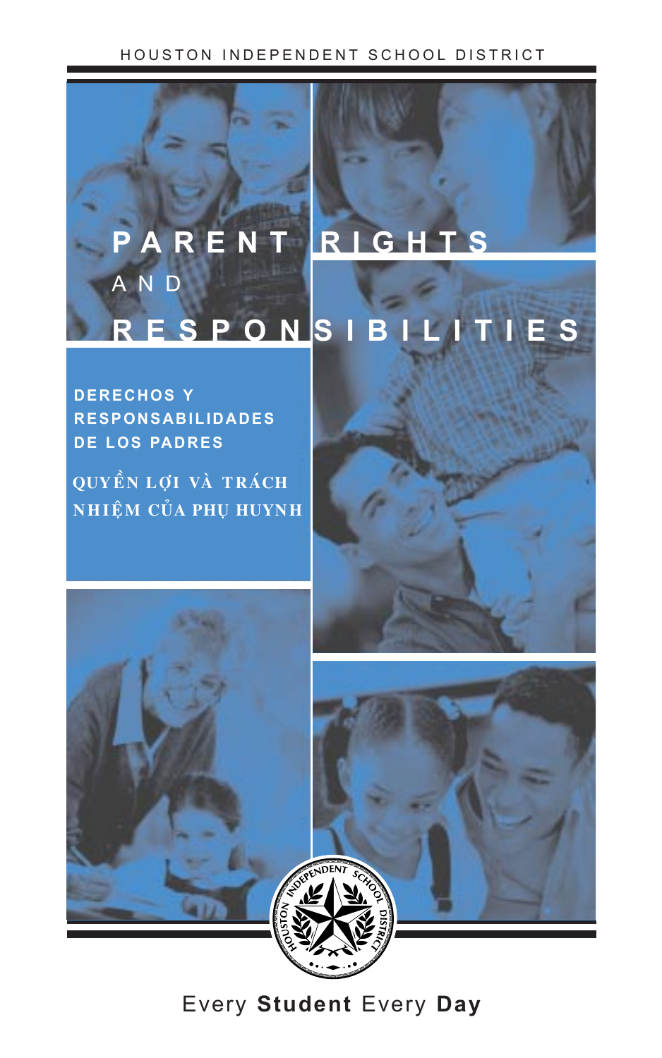HOUSTON INDEPENDENT SCHOOL DISTRICT

# PARENT RIGHTS AND RESPONSIBILITIES

## DERECHOS Y RESPONSABILIDADES DE LOS PADRES

## QUYỀN LỢI VÀ TRÁCH NHIỆM CỦA PHỤ HUYNH

HOUSTON INDEPENDENT SCHOOL DISTRICT

Every **Student** Every **Day**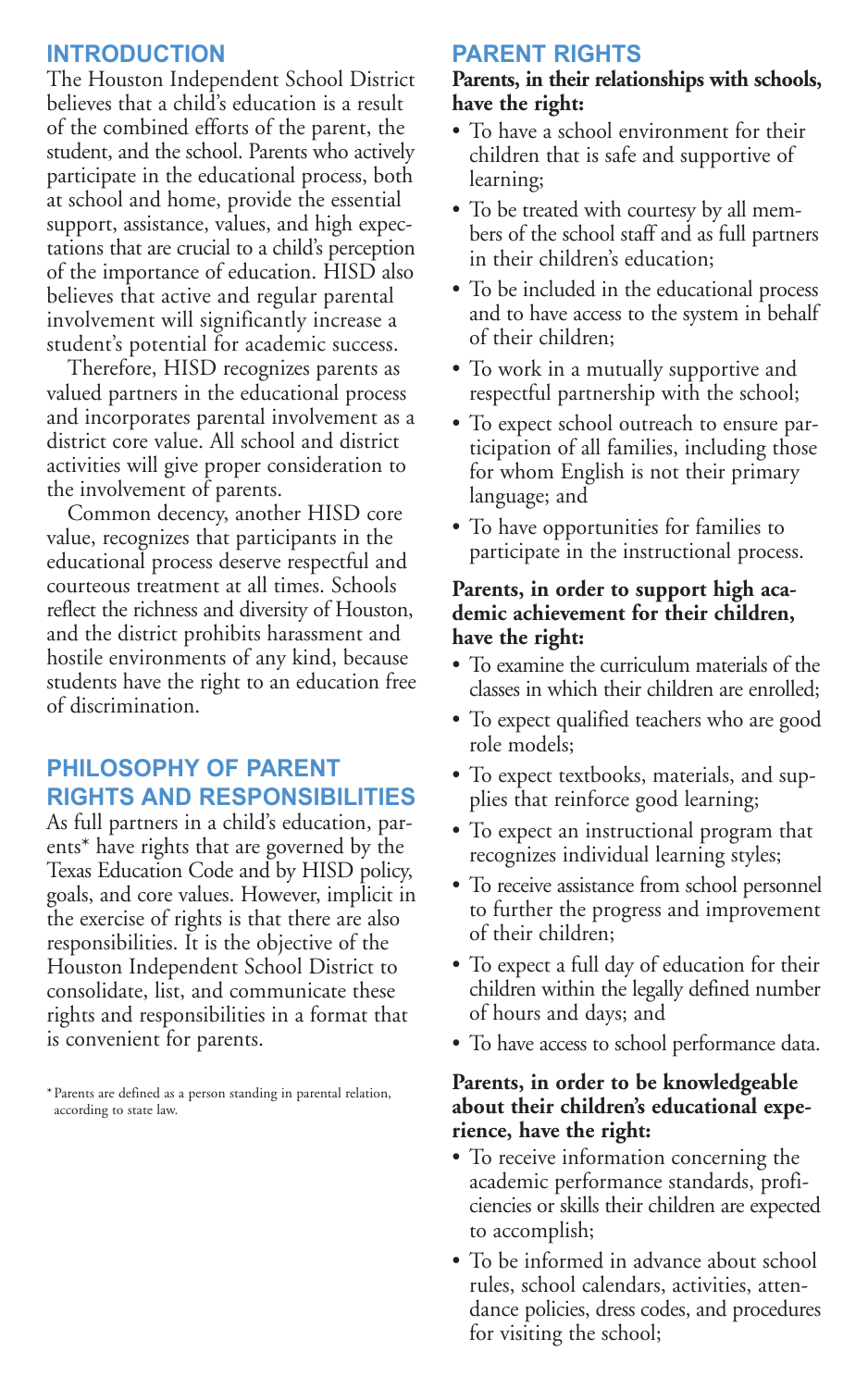## INTRODUCTION

The Houston Independent School District believes that a child's education is a result of the combined efforts of the parent, the student, and the school. Parents who actively participate in the educational process, both at school and home, provide the essential support, assistance, values, and high expectations that are crucial to a child's perception of the importance of education. HISD also believes that active and regular parental involvement will significantly increase a student's potential for academic success.

Therefore, HISD recognizes parents as valued partners in the educational process and incorporates parental involvement as a district core value. All school and district activities will give proper consideration to the involvement of parents.

Common decency, another HISD core value, recognizes that participants in the educational process deserve respectful and courteous treatment at all times. Schools reflect the richness and diversity of Houston, and the district prohibits harassment and hostile environments of any kind, because students have the right to an education free of discrimination.

## PHILOSOPHY OF PARENT RIGHTS AND RESPONSIBILITIES

As full partners in a child's education, parents* have rights that are governed by the Texas Education Code and by HISD policy, goals, and core values. However, implicit in the exercise of rights is that there are also responsibilities. It is the objective of the Houston Independent School District to consolidate, list, and communicate these rights and responsibilities in a format that is convenient for parents.

*Parents are defined as a person standing in parental relation, according to state law.

## PARENT RIGHTS

**Parents, in their relationships with schools, have the right:**

- To have a school environment for their children that is safe and supportive of learning;
- To be treated with courtesy by all members of the school staff and as full partners in their children's education;
- To be included in the educational process and to have access to the system in behalf of their children;
- To work in a mutually supportive and respectful partnership with the school;
- To expect school outreach to ensure participation of all families, including those for whom English is not their primary language; and
- To have opportunities for families to participate in the instructional process.

**Parents, in order to support high academic achievement for their children, have the right:**

- To examine the curriculum materials of the classes in which their children are enrolled;
- To expect qualified teachers who are good role models;
- To expect textbooks, materials, and supplies that reinforce good learning;
- To expect an instructional program that recognizes individual learning styles;
- To receive assistance from school personnel to further the progress and improvement of their children;
- To expect a full day of education for their children within the legally defined number of hours and days; and
- To have access to school performance data.

**Parents, in order to be knowledgeable about their children's educational experience, have the right:**

- To receive information concerning the academic performance standards, proficiencies or skills their children are expected to accomplish;
- To be informed in advance about school rules, school calendars, activities, attendance policies, dress codes, and procedures for visiting the school;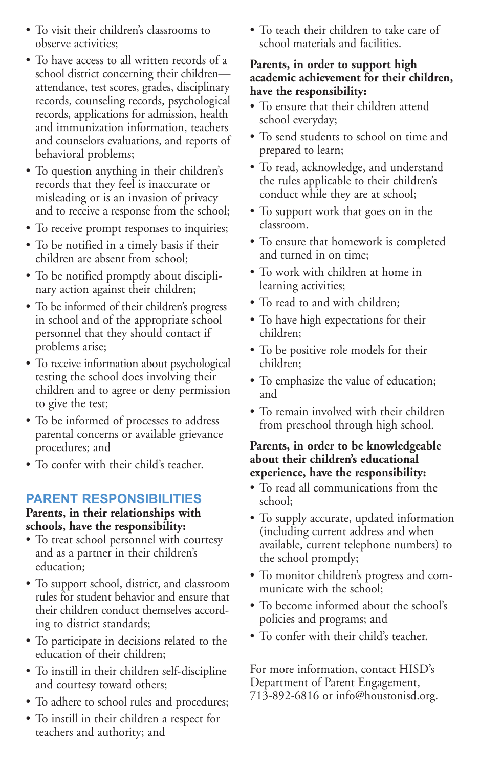- To visit their children's classrooms to observe activities;
- To have access to all written records of a school district concerning their children—attendance, test scores, grades, disciplinary records, counseling records, psychological records, applications for admission, health and immunization information, teachers and counselors evaluations, and reports of behavioral problems;
- To question anything in their children's records that they feel is inaccurate or misleading or is an invasion of privacy and to receive a response from the school;
- To receive prompt responses to inquiries;
- To be notified in a timely basis if their children are absent from school;
- To be notified promptly about disciplinary action against their children;
- To be informed of their children's progress in school and of the appropriate school personnel that they should contact if problems arise;
- To receive information about psychological testing the school does involving their children and to agree or deny permission to give the test;
- To be informed of processes to address parental concerns or available grievance procedures; and
- To confer with their child's teacher.

## PARENT RESPONSIBILITIES

**Parents, in their relationships with schools, have the responsibility:**

- To treat school personnel with courtesy and as a partner in their children's education;
- To support school, district, and classroom rules for student behavior and ensure that their children conduct themselves according to district standards;
- To participate in decisions related to the education of their children;
- To instill in their children self-discipline and courtesy toward others;
- To adhere to school rules and procedures;
- To instill in their children a respect for teachers and authority; and
- To teach their children to take care of school materials and facilities.

**Parents, in order to support high academic achievement for their children, have the responsibility:**

- To ensure that their children attend school everyday;
- To send students to school on time and prepared to learn;
- To read, acknowledge, and understand the rules applicable to their children's conduct while they are at school;
- To support work that goes on in the classroom.
- To ensure that homework is completed and turned in on time;
- To work with children at home in learning activities;
- To read to and with children;
- To have high expectations for their children;
- To be positive role models for their children;
- To emphasize the value of education; and
- To remain involved with their children from preschool through high school.

**Parents, in order to be knowledgeable about their children's educational experience, have the responsibility:**

- To read all communications from the school;
- To supply accurate, updated information (including current address and when available, current telephone numbers) to the school promptly;
- To monitor children's progress and communicate with the school;
- To become informed about the school's policies and programs; and
- To confer with their child's teacher.

For more information, contact HISD's Department of Parent Engagement, 713-892-6816 or info@houstonisd.org.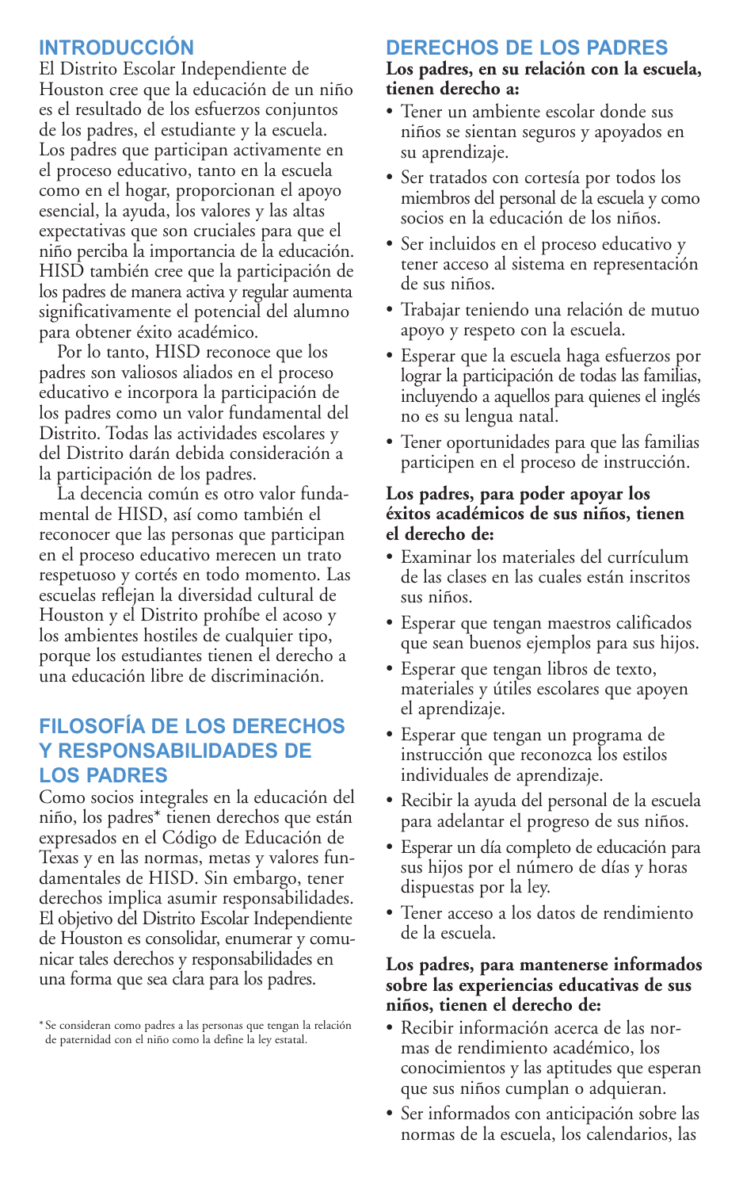## INTRODUCCIÓN

El Distrito Escolar Independiente de Houston cree que la educación de un niño es el resultado de los esfuerzos conjuntos de los padres, el estudiante y la escuela. Los padres que participan activamente en el proceso educativo, tanto en la escuela como en el hogar, proporcionan el apoyo esencial, la ayuda, los valores y las altas expectativas que son cruciales para que el niño perciba la importancia de la educación. HISD también cree que la participación de los padres de manera activa y regular aumenta significativamente el potencial del alumno para obtener éxito académico.

Por lo tanto, HISD reconoce que los padres son valiosos aliados en el proceso educativo e incorpora la participación de los padres como un valor fundamental del Distrito. Todas las actividades escolares y del Distrito darán debida consideración a la participación de los padres.

La decencia común es otro valor fundamental de HISD, así como también el reconocer que las personas que participan en el proceso educativo merecen un trato respetuoso y cortés en todo momento. Las escuelas reflejan la diversidad cultural de Houston y el Distrito prohíbe el acoso y los ambientes hostiles de cualquier tipo, porque los estudiantes tienen el derecho a una educación libre de discriminación.

## FILOSOFÍA DE LOS DERECHOS Y RESPONSABILIDADES DE LOS PADRES

Como socios integrales en la educación del niño, los padres* tienen derechos que están expresados en el Código de Educación de Texas y en las normas, metas y valores fundamentales de HISD. Sin embargo, tener derechos implica asumir responsabilidades. El objetivo del Distrito Escolar Independiente de Houston es consolidar, enumerar y comunicar tales derechos y responsabilidades en una forma que sea clara para los padres.

\* Se consideran como padres a las personas que tengan la relación de paternidad con el niño como la define la ley estatal.

## DERECHOS DE LOS PADRES

**Los padres, en su relación con la escuela, tienen derecho a:**

- Tener un ambiente escolar donde sus niños se sientan seguros y apoyados en su aprendizaje.
- Ser tratados con cortesía por todos los miembros del personal de la escuela y como socios en la educación de los niños.
- Ser incluidos en el proceso educativo y tener acceso al sistema en representación de sus niños.
- Trabajar teniendo una relación de mutuo apoyo y respeto con la escuela.
- Esperar que la escuela haga esfuerzos por lograr la participación de todas las familias, incluyendo a aquellos para quienes el inglés no es su lengua natal.
- Tener oportunidades para que las familias participen en el proceso de instrucción.

**Los padres, para poder apoyar los éxitos académicos de sus niños, tienen el derecho de:**

- Examinar los materiales del currículum de las clases en las cuales están inscritos sus niños.
- Esperar que tengan maestros calificados que sean buenos ejemplos para sus hijos.
- Esperar que tengan libros de texto, materiales y útiles escolares que apoyen el aprendizaje.
- Esperar que tengan un programa de instrucción que reconozca los estilos individuales de aprendizaje.
- Recibir la ayuda del personal de la escuela para adelantar el progreso de sus niños.
- Esperar un día completo de educación para sus hijos por el número de días y horas dispuestas por la ley.
- Tener acceso a los datos de rendimiento de la escuela.

**Los padres, para mantenerse informados sobre las experiencias educativas de sus niños, tienen el derecho de:**

- Recibir información acerca de las normas de rendimiento académico, los conocimientos y las aptitudes que esperan que sus niños cumplan o adquieran.
- Ser informados con anticipación sobre las normas de la escuela, los calendarios, las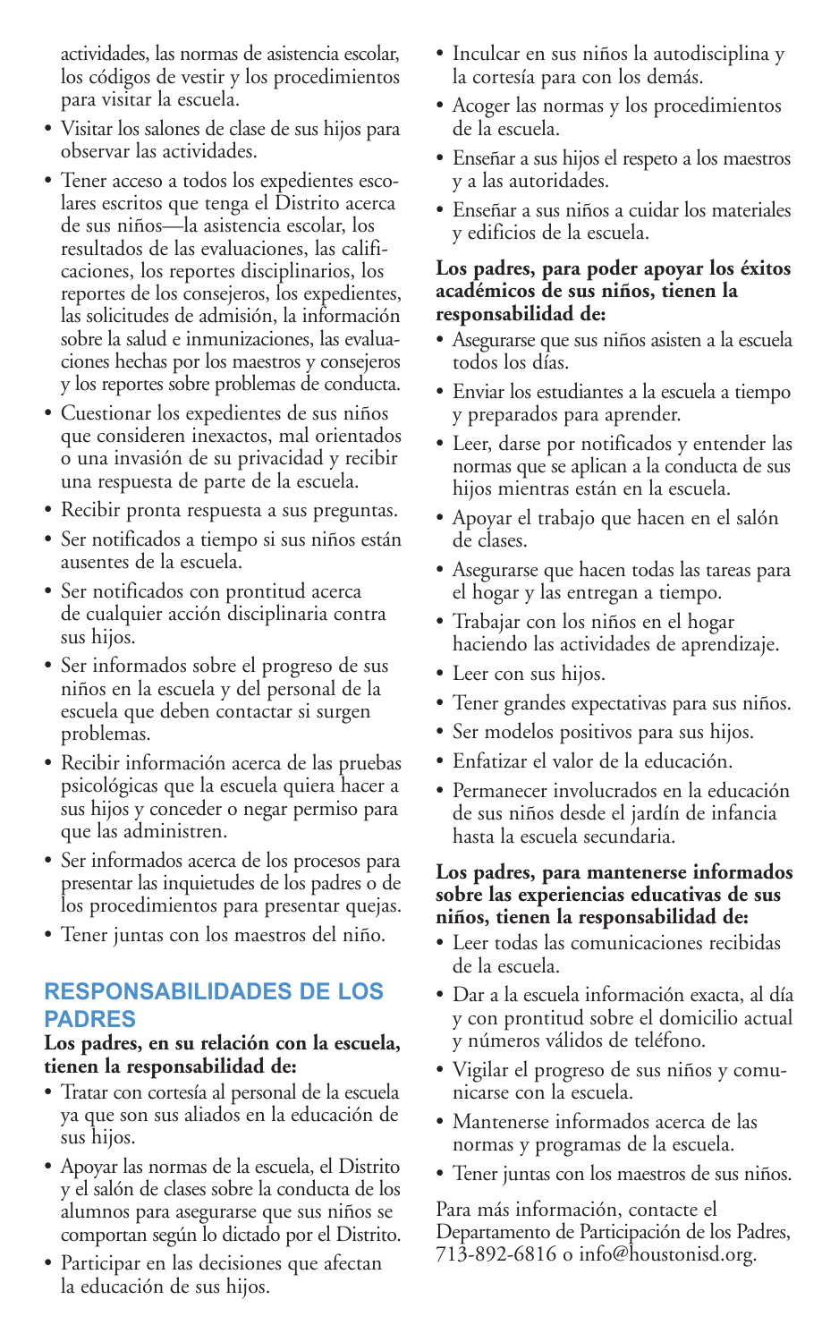actividades, las normas de asistencia escolar, los códigos de vestir y los procedimientos para visitar la escuela.

- Visitar los salones de clase de sus hijos para observar las actividades.
- Tener acceso a todos los expedientes escolares escritos que tenga el Distrito acerca de sus niños—la asistencia escolar, los resultados de las evaluaciones, las calificaciones, los reportes disciplinarios, los reportes de los consejeros, los expedientes, las solicitudes de admisión, la información sobre la salud e inmunizaciones, las evaluaciones hechas por los maestros y consejeros y los reportes sobre problemas de conducta.
- Cuestionar los expedientes de sus niños que consideren inexactos, mal orientados o una invasión de su privacidad y recibir una respuesta de parte de la escuela.
- Recibir pronta respuesta a sus preguntas.
- Ser notificados a tiempo si sus niños están ausentes de la escuela.
- Ser notificados con prontitud acerca de cualquier acción disciplinaria contra sus hijos.
- Ser informados sobre el progreso de sus niños en la escuela y del personal de la escuela que deben contactar si surgen problemas.
- Recibir información acerca de las pruebas psicológicas que la escuela quiera hacer a sus hijos y conceder o negar permiso para que las administren.
- Ser informados acerca de los procesos para presentar las inquietudes de los padres o de los procedimientos para presentar quejas.
- Tener juntas con los maestros del niño.

## RESPONSABILIDADES DE LOS PADRES

**Los padres, en su relación con la escuela, tienen la responsabilidad de:**

- Tratar con cortesía al personal de la escuela ya que son sus aliados en la educación de sus hijos.
- Apoyar las normas de la escuela, el Distrito y el salón de clases sobre la conducta de los alumnos para asegurarse que sus niños se comportan según lo dictado por el Distrito.
- Participar en las decisiones que afectan la educación de sus hijos.
- Inculcar en sus niños la autodisciplina y la cortesía para con los demás.
- Acoger las normas y los procedimientos de la escuela.
- Enseñar a sus hijos el respeto a los maestros y a las autoridades.
- Enseñar a sus niños a cuidar los materiales y edificios de la escuela.

**Los padres, para poder apoyar los éxitos académicos de sus niños, tienen la responsabilidad de:**

- Asegurarse que sus niños asisten a la escuela todos los días.
- Enviar los estudiantes a la escuela a tiempo y preparados para aprender.
- Leer, darse por notificados y entender las normas que se aplican a la conducta de sus hijos mientras están en la escuela.
- Apoyar el trabajo que hacen en el salón de clases.
- Asegurarse que hacen todas las tareas para el hogar y las entregan a tiempo.
- Trabajar con los niños en el hogar haciendo las actividades de aprendizaje.
- Leer con sus hijos.
- Tener grandes expectativas para sus niños.
- Ser modelos positivos para sus hijos.
- Enfatizar el valor de la educación.
- Permanecer involucrados en la educación de sus niños desde el jardín de infancia hasta la escuela secundaria.

**Los padres, para mantenerse informados sobre las experiencias educativas de sus niños, tienen la responsabilidad de:**

- Leer todas las comunicaciones recibidas de la escuela.
- Dar a la escuela información exacta, al día y con prontitud sobre el domicilio actual y números válidos de teléfono.
- Vigilar el progreso de sus niños y comunicarse con la escuela.
- Mantenerse informados acerca de las normas y programas de la escuela.
- Tener juntas con los maestros de sus niños.

Para más información, contacte el Departamento de Participación de los Padres, 713-892-6816 o info@houstonisd.org.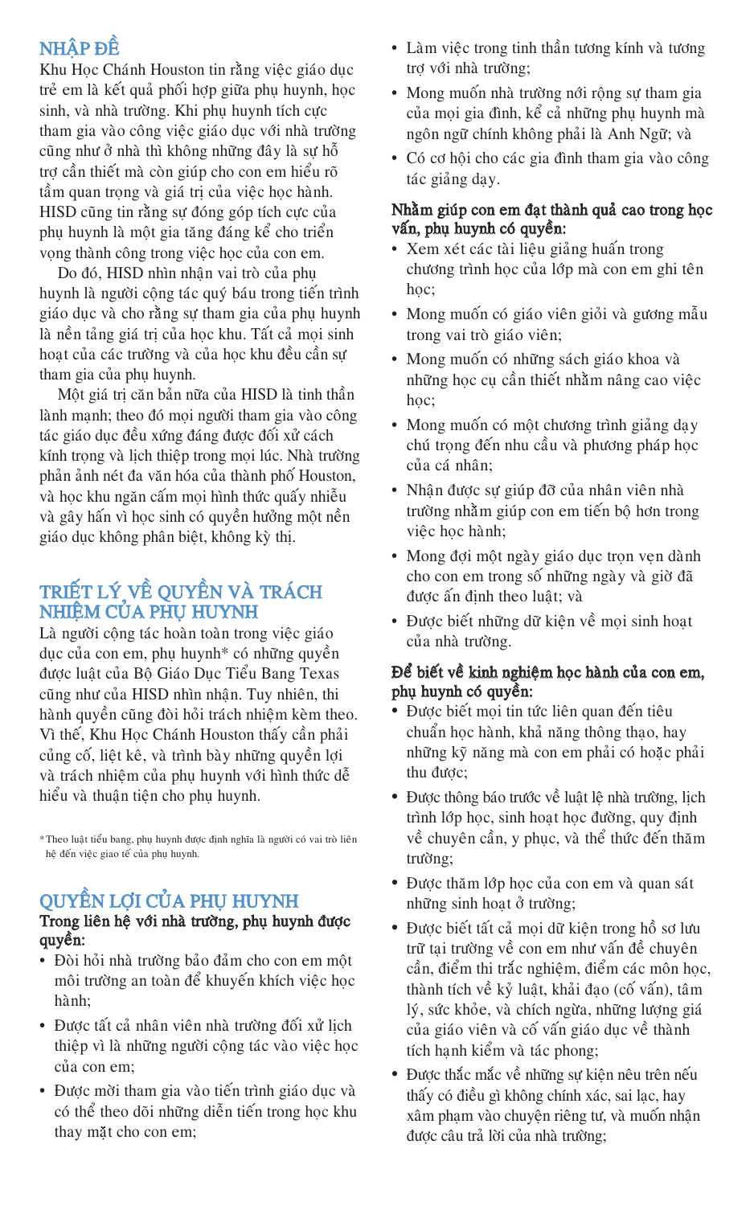## NHẬP ĐỀ

Khu Học Chánh Houston tin rằng việc giáo dục trẻ em là kết quả phối hợp giữa phụ huynh, học sinh, và nhà trường. Khi phụ huynh tích cực tham gia vào công việc giáo dục với nhà trường cũng như ở nhà thì không những đây là sự hỗ trợ cần thiết mà còn giúp cho con em hiểu rõ tầm quan trọng và giá trị của việc học hành. HISD cũng tin rằng sự đóng góp tích cực của phụ huynh là một gia tăng đáng kể cho triển vọng thành công trong việc học của con em.

Do đó, HISD nhìn nhận vai trò của phụ huynh là người cộng tác quý báu trong tiến trình giáo dục và cho rằng sự tham gia của phụ huynh là nền tảng giá trị của học khu. Tất cả mọi sinh hoạt của các trường và của học khu đều cần sự tham gia của phụ huynh.

Một giá trị căn bản nữa của HISD là tinh thần lành mạnh; theo đó mọi người tham gia vào công tác giáo dục đều xứng đáng được đối xử cách kính trọng và lịch thiệp trong mọi lúc. Nhà trường phản ảnh nét đa văn hóa của thành phố Houston, và học khu ngăn cấm mọi hình thức quấy nhiễu và gây hấn vì học sinh có quyền hưởng một nền giáo dục không phân biệt, không kỳ thị.

## TRIẾT LÝ VỀ QUYỀN VÀ TRÁCH NHIỆM CỦA PHỤ HUYNH

Là người cộng tác hoàn toàn trong việc giáo dục của con em, phụ huynh* có những quyền được luật của Bộ Giáo Dục Tiểu Bang Texas cũng như của HISD nhìn nhận. Tuy nhiên, thi hành quyền cũng đòi hỏi trách nhiệm kèm theo. Vì thế, Khu Học Chánh Houston thấy cần phải củng cố, liệt kê, và trình bày những quyền lợi và trách nhiệm của phụ huynh với hình thức dễ hiểu và thuận tiện cho phụ huynh.

*Theo luật tiểu bang, phụ huynh được định nghĩa là người có vai trò liên hệ đến việc giao tế của phụ huynh.

## QUYỀN LỢI CỦA PHỤ HUYNH

**Trong liên hệ với nhà trường, phụ huynh được quyền:**

- Đòi hỏi nhà trường bảo đảm cho con em một môi trường an toàn để khuyến khích việc học hành;
- Được tất cả nhân viên nhà trường đối xử lịch thiệp vì là những người cộng tác vào việc học của con em;
- Được mời tham gia vào tiến trình giáo dục và có thể theo dõi những diễn tiến trong học khu thay mặt cho con em;
- Làm việc trong tinh thần tương kính và tương trợ với nhà trường;
- Mong muốn nhà trường nới rộng sự tham gia của mọi gia đình, kể cả những phụ huynh mà ngôn ngữ chính không phải là Anh Ngữ; và
- Có cơ hội cho các gia đình tham gia vào công tác giảng dạy.

**Nhằm giúp con em đạt thành quả cao trong học vấn, phụ huynh có quyền:**

- Xem xét các tài liệu giảng huấn trong chương trình học của lớp mà con em ghi tên học;
- Mong muốn có giáo viên giỏi và gương mẫu trong vai trò giáo viên;
- Mong muốn có những sách giáo khoa và những học cụ cần thiết nhằm nâng cao việc học;
- Mong muốn có một chương trình giảng dạy chú trọng đến nhu cầu và phương pháp học của cá nhân;
- Nhận được sự giúp đỡ của nhân viên nhà trường nhằm giúp con em tiến bộ hơn trong việc học hành;
- Mong đợi một ngày giáo dục trọn vẹn dành cho con em trong số những ngày và giờ đã được ấn định theo luật; và
- Được biết những dữ kiện về mọi sinh hoạt của nhà trường.

**Để biết về kinh nghiệm học hành của con em, phụ huynh có quyền:**

- Được biết mọi tin tức liên quan đến tiêu chuẩn học hành, khả năng thông thạo, hay những kỹ năng mà con em phải có hoặc phải thu được;
- Được thông báo trước về luật lệ nhà trường, lịch trình lớp học, sinh hoạt học đường, quy định về chuyên cần, y phục, và thể thức đến thăm trường;
- Được thăm lớp học của con em và quan sát những sinh hoạt ở trường;
- Được biết tất cả mọi dữ kiện trong hồ sơ lưu trữ tại trường về con em như vấn đề chuyên cần, điểm thi trắc nghiệm, điểm các môn học, thành tích về kỷ luật, khải đạo (cố vấn), tâm lý, sức khỏe, và chích ngừa, những lượng giá của giáo viên và cố vấn giáo dục về thành tích hạnh kiểm và tác phong;
- Được thắc mắc về những sự kiện nêu trên nếu thấy có điều gì không chính xác, sai lạc, hay xâm phạm vào chuyện riêng tư, và muốn nhận được câu trả lời của nhà trường;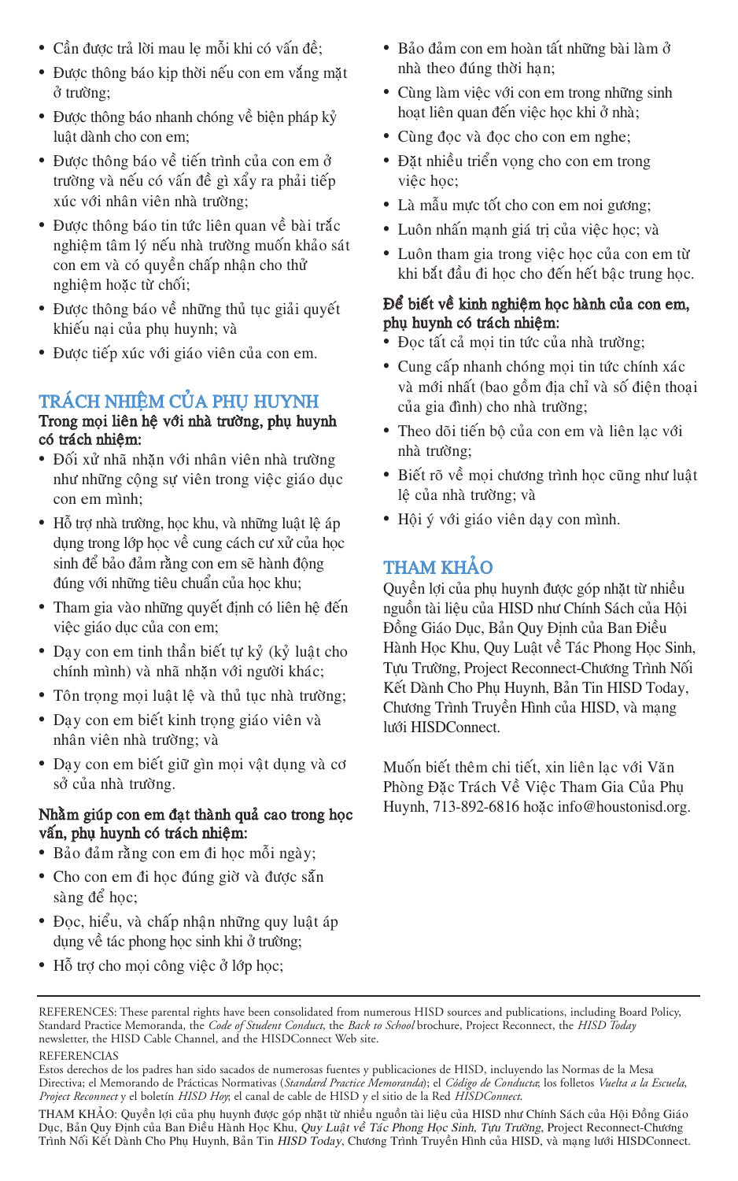- Cần được trả lời mau lẹ mỗi khi có vấn đề;
- Được thông báo kịp thời nếu con em vắng mặt ở trường;
- Được thông báo nhanh chóng về biện pháp kỷ luật dành cho con em;
- Được thông báo về tiến trình của con em ở trường và nếu có vấn đề gì xẩy ra phải tiếp xúc với nhân viên nhà trường;
- Được thông báo tin tức liên quan về bài trắc nghiệm tâm lý nếu nhà trường muốn khảo sát con em và có quyền chấp nhận cho thử nghiệm hoặc từ chối;
- Được thông báo về những thủ tục giải quyết khiếu nại của phụ huynh; và
- Được tiếp xúc với giáo viên của con em.

## TRÁCH NHIỆM CỦA PHỤ HUYNH

**Trong mọi liên hệ với nhà trường, phụ huynh có trách nhiệm:**

- Đối xử nhã nhặn với nhân viên nhà trường như những cộng sự viên trong việc giáo dục con em mình;
- Hỗ trợ nhà trường, học khu, và những luật lệ áp dụng trong lớp học về cung cách cư xử của học sinh để bảo đảm rằng con em sẽ hành động đúng với những tiêu chuẩn của học khu;
- Tham gia vào những quyết định có liên hệ đến việc giáo dục của con em;
- Dạy con em tinh thần biết tự kỷ (kỷ luật cho chính mình) và nhã nhặn với người khác;
- Tôn trọng mọi luật lệ và thủ tục nhà trường;
- Dạy con em biết kính trọng giáo viên và nhân viên nhà trường; và
- Dạy con em biết giữ gìn mọi vật dụng và cơ sở của nhà trường.

**Nhằm giúp con em đạt thành quả cao trong học vấn, phụ huynh có trách nhiệm:**

- Bảo đảm rằng con em đi học mỗi ngày;
- Cho con em đi học đúng giờ và được sẵn sàng để học;
- Đọc, hiểu, và chấp nhận những quy luật áp dụng về tác phong học sinh khi ở trường;
- Hỗ trợ cho mọi công việc ở lớp học;
- Bảo đảm con em hoàn tất những bài làm ở nhà theo đúng thời hạn;
- Cùng làm việc với con em trong những sinh hoạt liên quan đến việc học khi ở nhà;
- Cùng đọc và đọc cho con em nghe;
- Đặt nhiều triển vọng cho con em trong việc học;
- Là mẫu mực tốt cho con em noi gương;
- Luôn nhấn mạnh giá trị của việc học; và
- Luôn tham gia trong việc học của con em từ khi bắt đầu đi học cho đến hết bậc trung học.

**Để biết về kinh nghiệm học hành của con em, phụ huynh có trách nhiệm:**

- Đọc tất cả mọi tin tức của nhà trường;
- Cung cấp nhanh chóng mọi tin tức chính xác và mới nhất (bao gồm địa chỉ và số điện thoại của gia đình) cho nhà trường;
- Theo dõi tiến bộ của con em và liên lạc với nhà trường;
- Biết rõ về mọi chương trình học cũng như luật lệ của nhà trường; và
- Hội ý với giáo viên dạy con mình.

## THAM KHẢO

Quyền lợi của phụ huynh được góp nhặt từ nhiều nguồn tài liệu của HISD như Chính Sách của Hội Đồng Giáo Dục, Bản Quy Định của Ban Điều Hành Học Khu, Quy Luật về Tác Phong Học Sinh, Tựu Trường, Project Reconnect-Chương Trình Nối Kết Dành Cho Phụ Huynh, Bản Tin HISD Today, Chương Trình Truyền Hình của HISD, và mạng lưới HISDConnect.

Muốn biết thêm chi tiết, xin liên lạc với Văn Phòng Đặc Trách Về Việc Tham Gia Của Phụ Huynh, 713-892-6816 hoặc info@houstonisd.org.

---

REFERENCES: These parental rights have been consolidated from numerous HISD sources and publications, including Board Policy, Standard Practice Memoranda, the *Code of Student Conduct*, the *Back to School* brochure, Project Reconnect, the *HISD Today* newsletter, the HISD Cable Channel, and the HISDConnect Web site.

REFERENCIAS

Estos derechos de los padres han sido sacados de numerosas fuentes y publicaciones de HISD, incluyendo las Normas de la Mesa Directiva; el Memorando de Prácticas Normativas (*Standard Practice Memoranda*); el *Código de Conducta*; los folletos *Vuelta a la Escuela*, *Project Reconnect* y el boletín *HISD Hoy*; el canal de cable de HISD y el sitio de la Red *HISDConnect*.

THAM KHẢO: Quyền lợi của phụ huynh được góp nhặt từ nhiều nguồn tài liệu của HISD như Chính Sách của Hội Đồng Giáo Dục, Bản Quy Định của Ban Điều Hành Học Khu, *Quy Luật về Tác Phong Học Sinh, Tựu Trường*, Project Reconnect-Chương Trình Nối Kết Dành Cho Phụ Huynh, Bản Tin *HISD Today*, Chương Trình Truyền Hình của HISD, và mạng lưới HISDConnect.